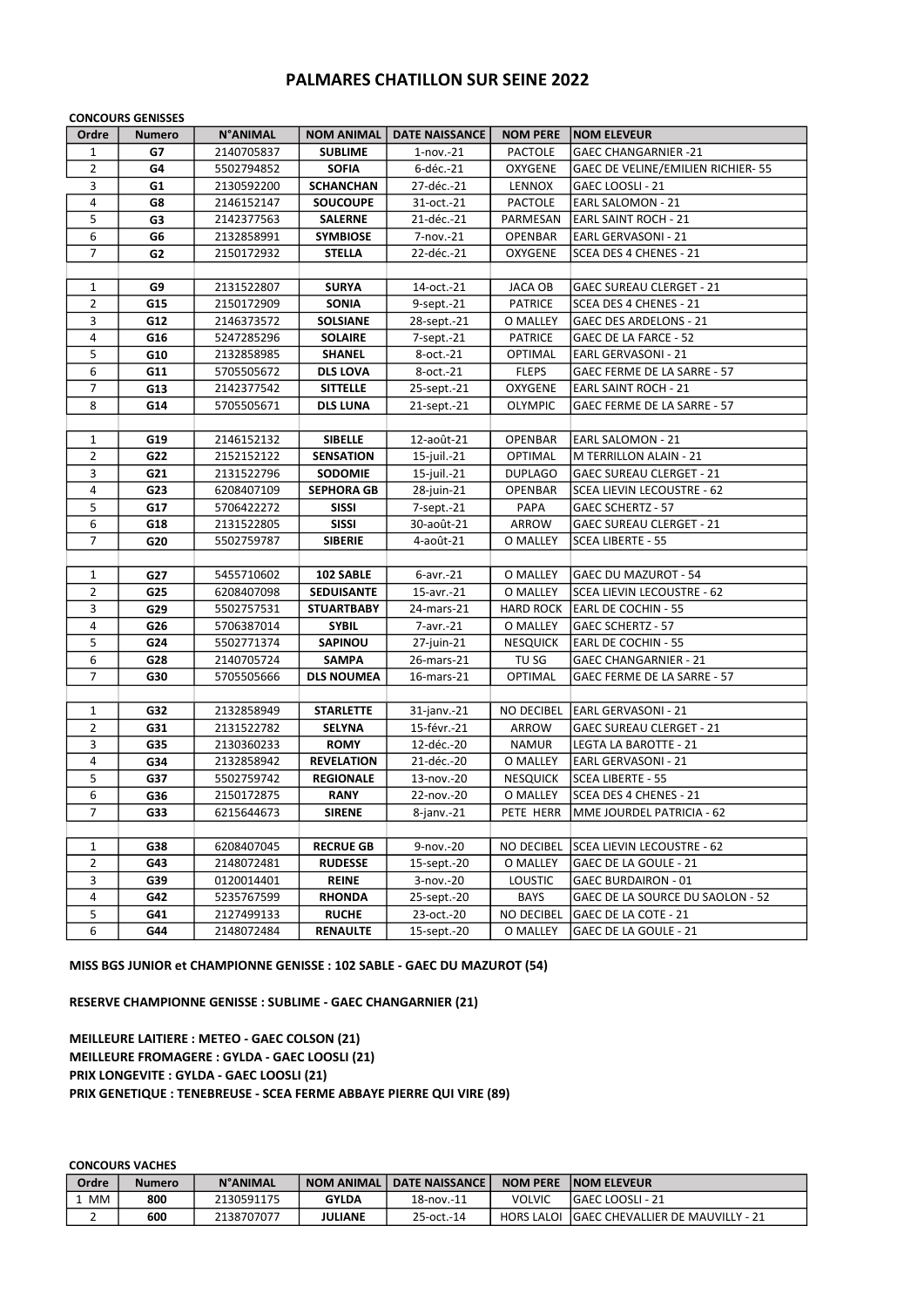# PALMARES CHATILLON SUR SEINE 2022

**CONCOURS GENISSES**

| Ordre | Numero | N°ANIMAL | NOM ANIMAL | DATE NAISSANCE | NOM PERE | NOM ELEVEUR |
|---|---|---|---|---|---|---|
| 1 | **G7** | 2140705837 | **SUBLIME** | 1-nov.-21 | PACTOLE | GAEC CHANGARNIER -21 |
| 2 | **G4** | 5502794852 | **SOFIA** | 6-déc.-21 | OXYGENE | GAEC DE VELINE/EMILIEN RICHIER- 55 |
| 3 | **G1** | 2130592200 | **SCHANCHAN** | 27-déc.-21 | LENNOX | GAEC LOOSLI - 21 |
| 4 | **G8** | 2146152147 | **SOUCOUPE** | 31-oct.-21 | PACTOLE | EARL SALOMON - 21 |
| 5 | **G3** | 2142377563 | **SALERNE** | 21-déc.-21 | PARMESAN | EARL SAINT ROCH - 21 |
| 6 | **G6** | 2132858991 | **SYMBIOSE** | 7-nov.-21 | OPENBAR | EARL GERVASONI - 21 |
| 7 | **G2** | 2150172932 | **STELLA** | 22-déc.-21 | OXYGENE | SCEA DES 4 CHENES - 21 |
| | | | | | | |
| 1 | **G9** | 2131522807 | **SURYA** | 14-oct.-21 | JACA OB | GAEC SUREAU CLERGET - 21 |
| 2 | **G15** | 2150172909 | **SONIA** | 9-sept.-21 | PATRICE | SCEA DES 4 CHENES - 21 |
| 3 | **G12** | 2146373572 | **SOLSIANE** | 28-sept.-21 | O MALLEY | GAEC DES ARDELONS - 21 |
| 4 | **G16** | 5247285296 | **SOLAIRE** | 7-sept.-21 | PATRICE | GAEC DE LA FARCE - 52 |
| 5 | **G10** | 2132858985 | **SHANEL** | 8-oct.-21 | OPTIMAL | EARL GERVASONI - 21 |
| 6 | **G11** | 5705505672 | **DLS LOVA** | 8-oct.-21 | FLEPS | GAEC FERME DE LA SARRE - 57 |
| 7 | **G13** | 2142377542 | **SITTELLE** | 25-sept.-21 | OXYGENE | EARL SAINT ROCH - 21 |
| 8 | **G14** | 5705505671 | **DLS LUNA** | 21-sept.-21 | OLYMPIC | GAEC FERME DE LA SARRE - 57 |
| | | | | | | |
| 1 | **G19** | 2146152132 | **SIBELLE** | 12-août-21 | OPENBAR | EARL SALOMON - 21 |
| 2 | **G22** | 2152152122 | **SENSATION** | 15-juil.-21 | OPTIMAL | M TERRILLON ALAIN - 21 |
| 3 | **G21** | 2131522796 | **SODOMIE** | 15-juil.-21 | DUPLAGO | GAEC SUREAU CLERGET - 21 |
| 4 | **G23** | 6208407109 | **SEPHORA GB** | 28-juin-21 | OPENBAR | SCEA LIEVIN LECOUSTRE - 62 |
| 5 | **G17** | 5706422272 | **SISSI** | 7-sept.-21 | PAPA | GAEC SCHERTZ - 57 |
| 6 | **G18** | 2131522805 | **SISSI** | 30-août-21 | ARROW | GAEC SUREAU CLERGET - 21 |
| 7 | **G20** | 5502759787 | **SIBERIE** | 4-août-21 | O MALLEY | SCEA LIBERTE - 55 |
| | | | | | | |
| 1 | **G27** | 5455710602 | **102 SABLE** | 6-avr.-21 | O MALLEY | GAEC DU MAZUROT - 54 |
| 2 | **G25** | 6208407098 | **SEDUISANTE** | 15-avr.-21 | O MALLEY | SCEA LIEVIN LECOUSTRE - 62 |
| 3 | **G29** | 5502757531 | **STUARTBABY** | 24-mars-21 | HARD ROCK | EARL DE COCHIN - 55 |
| 4 | **G26** | 5706387014 | **SYBIL** | 7-avr.-21 | O MALLEY | GAEC SCHERTZ - 57 |
| 5 | **G24** | 5502771374 | **SAPINOU** | 27-juin-21 | NESQUICK | EARL DE COCHIN - 55 |
| 6 | **G28** | 2140705724 | **SAMPA** | 26-mars-21 | TU SG | GAEC CHANGARNIER - 21 |
| 7 | **G30** | 5705505666 | **DLS NOUMEA** | 16-mars-21 | OPTIMAL | GAEC FERME DE LA SARRE - 57 |
| | | | | | | |
| 1 | **G32** | 2132858949 | **STARLETTE** | 31-janv.-21 | NO DECIBEL | EARL GERVASONI - 21 |
| 2 | **G31** | 2131522782 | **SELYNA** | 15-févr.-21 | ARROW | GAEC SUREAU CLERGET - 21 |
| 3 | **G35** | 2130360233 | **ROMY** | 12-déc.-20 | NAMUR | LEGTA LA BAROTTE - 21 |
| 4 | **G34** | 2132858942 | **REVELATION** | 21-déc.-20 | O MALLEY | EARL GERVASONI - 21 |
| 5 | **G37** | 5502759742 | **REGIONALE** | 13-nov.-20 | NESQUICK | SCEA LIBERTE - 55 |
| 6 | **G36** | 2150172875 | **RANY** | 22-nov.-20 | O MALLEY | SCEA DES 4 CHENES - 21 |
| 7 | **G33** | 6215644673 | **SIRENE** | 8-janv.-21 | PETE HERR | MME JOURDEL PATRICIA - 62 |
| | | | | | | |
| 1 | **G38** | 6208407045 | **RECRUE GB** | 9-nov.-20 | NO DECIBEL | SCEA LIEVIN LECOUSTRE - 62 |
| 2 | **G43** | 2148072481 | **RUDESSE** | 15-sept.-20 | O MALLEY | GAEC DE LA GOULE - 21 |
| 3 | **G39** | 0120014401 | **REINE** | 3-nov.-20 | LOUSTIC | GAEC BURDAIRON - 01 |
| 4 | **G42** | 5235767599 | **RHONDA** | 25-sept.-20 | BAYS | GAEC DE LA SOURCE DU SAOLON - 52 |
| 5 | **G41** | 2127499133 | **RUCHE** | 23-oct.-20 | NO DECIBEL | GAEC DE LA COTE - 21 |
| 6 | **G44** | 2148072484 | **RENAULTE** | 15-sept.-20 | O MALLEY | GAEC DE LA GOULE - 21 |

**MISS BGS JUNIOR et CHAMPIONNE GENISSE : 102 SABLE - GAEC DU MAZUROT (54)**

**RESERVE CHAMPIONNE GENISSE : SUBLIME - GAEC CHANGARNIER (21)**

**MEILLEURE LAITIERE : METEO - GAEC COLSON (21)**
**MEILLEURE FROMAGERE : GYLDA - GAEC LOOSLI (21)**
**PRIX LONGEVITE : GYLDA - GAEC LOOSLI (21)**
**PRIX GENETIQUE : TENEBREUSE - SCEA FERME ABBAYE PIERRE QUI VIRE (89)**

**CONCOURS VACHES**

| Ordre | Numero | N°ANIMAL | NOM ANIMAL | DATE NAISSANCE | NOM PERE | NOM ELEVEUR |
|---|---|---|---|---|---|---|
| 1 MM | **800** | 2130591175 | **GYLDA** | 18-nov.-11 | VOLVIC | GAEC LOOSLI - 21 |
| 2 | **600** | 2138707077 | **JULIANE** | 25-oct.-14 | HORS LALOI | GAEC CHEVALLIER DE MAUVILLY - 21 |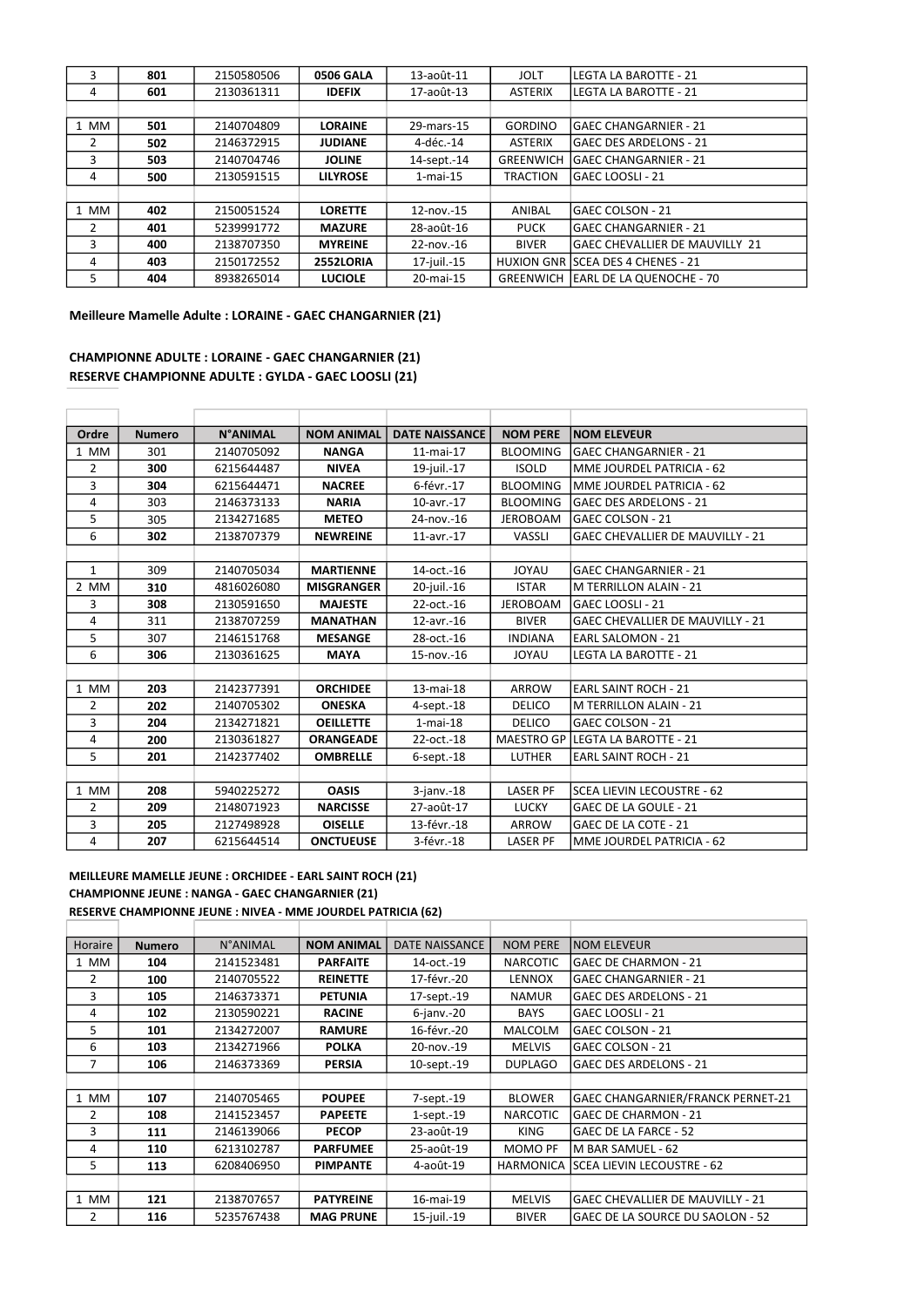| | | | | | | |
|---|---|---|---|---|---|---|
| 3 | **801** | 2150580506 | **0506 GALA** | 13-août-11 | JOLT | LEGTA LA BAROTTE - 21 |
| 4 | **601** | 2130361311 | **IDEFIX** | 17-août-13 | ASTERIX | LEGTA LA BAROTTE - 21 |
| | | | | | | |
| 1 MM | **501** | 2140704809 | **LORAINE** | 29-mars-15 | GORDINO | GAEC CHANGARNIER - 21 |
| 2 | **502** | 2146372915 | **JUDIANE** | 4-déc.-14 | ASTERIX | GAEC DES ARDELONS - 21 |
| 3 | **503** | 2140704746 | **JOLINE** | 14-sept.-14 | GREENWICH | GAEC CHANGARNIER - 21 |
| 4 | **500** | 2130591515 | **LILYROSE** | 1-mai-15 | TRACTION | GAEC LOOSLI - 21 |
| | | | | | | |
| 1 MM | **402** | 2150051524 | **LORETTE** | 12-nov.-15 | ANIBAL | GAEC COLSON - 21 |
| 2 | **401** | 5239991772 | **MAZURE** | 28-août-16 | PUCK | GAEC CHANGARNIER - 21 |
| 3 | **400** | 2138707350 | **MYREINE** | 22-nov.-16 | BIVER | GAEC CHEVALLIER DE MAUVILLY 21 |
| 4 | **403** | 2150172552 | **2552LORIA** | 17-juil.-15 | HUXION GNR | SCEA DES 4 CHENES - 21 |
| 5 | **404** | 8938265014 | **LUCIOLE** | 20-mai-15 | GREENWICH | EARL DE LA QUENOCHE - 70 |

**Meilleure Mamelle Adulte : LORAINE - GAEC CHANGARNIER (21)**

**CHAMPIONNE ADULTE : LORAINE - GAEC CHANGARNIER (21)**
**RESERVE CHAMPIONNE ADULTE : GYLDA - GAEC LOOSLI (21)**

| Ordre | Numero | N°ANIMAL | NOM ANIMAL | DATE NAISSANCE | NOM PERE | NOM ELEVEUR |
|---|---|---|---|---|---|---|
| 1 MM | 301 | 2140705092 | **NANGA** | 11-mai-17 | BLOOMING | GAEC CHANGARNIER - 21 |
| 2 | **300** | 6215644487 | **NIVEA** | 19-juil.-17 | ISOLD | MME JOURDEL PATRICIA - 62 |
| 3 | **304** | 6215644471 | **NACREE** | 6-févr.-17 | BLOOMING | MME JOURDEL PATRICIA - 62 |
| 4 | 303 | 2146373133 | **NARIA** | 10-avr.-17 | BLOOMING | GAEC DES ARDELONS - 21 |
| 5 | 305 | 2134271685 | **METEO** | 24-nov.-16 | JEROBOAM | GAEC COLSON - 21 |
| 6 | **302** | 2138707379 | **NEWREINE** | 11-avr.-17 | VASSLI | GAEC CHEVALLIER DE MAUVILLY - 21 |
| | | | | | | |
| 1 | 309 | 2140705034 | **MARTIENNE** | 14-oct.-16 | JOYAU | GAEC CHANGARNIER - 21 |
| 2 MM | **310** | 4816026080 | **MISGRANGER** | 20-juil.-16 | ISTAR | M TERRILLON ALAIN - 21 |
| 3 | **308** | 2130591650 | **MAJESTE** | 22-oct.-16 | JEROBOAM | GAEC LOOSLI - 21 |
| 4 | **311** | 2138707259 | **MANATHAN** | 12-avr.-16 | BIVER | GAEC CHEVALLIER DE MAUVILLY - 21 |
| 5 | 307 | 2146151768 | **MESANGE** | 28-oct.-16 | INDIANA | EARL SALOMON - 21 |
| 6 | **306** | 2130361625 | **MAYA** | 15-nov.-16 | JOYAU | LEGTA LA BAROTTE - 21 |
| | | | | | | |
| 1 MM | **203** | 2142377391 | **ORCHIDEE** | 13-mai-18 | ARROW | EARL SAINT ROCH - 21 |
| 2 | **202** | 2140705302 | **ONESKA** | 4-sept.-18 | DELICO | M TERRILLON ALAIN - 21 |
| 3 | **204** | 2134271821 | **OEILLETTE** | 1-mai-18 | DELICO | GAEC COLSON - 21 |
| 4 | **200** | 2130361827 | **ORANGEADE** | 22-oct.-18 | MAESTRO GP | LEGTA LA BAROTTE - 21 |
| 5 | **201** | 2142377402 | **OMBRELLE** | 6-sept.-18 | LUTHER | EARL SAINT ROCH - 21 |
| | | | | | | |
| 1 MM | **208** | 5940225272 | **OASIS** | 3-janv.-18 | LASER PF | SCEA LIEVIN LECOUSTRE - 62 |
| 2 | **209** | 2148071923 | **NARCISSE** | 27-août-17 | LUCKY | GAEC DE LA GOULE - 21 |
| 3 | **205** | 2127498928 | **OISELLE** | 13-févr.-18 | ARROW | GAEC DE LA COTE - 21 |
| 4 | **207** | 6215644514 | **ONCTUEUSE** | 3-févr.-18 | LASER PF | MME JOURDEL PATRICIA - 62 |

**MEILLEURE MAMELLE JEUNE : ORCHIDEE - EARL SAINT ROCH (21)**
**CHAMPIONNE JEUNE : NANGA - GAEC CHANGARNIER (21)**
**RESERVE CHAMPIONNE JEUNE : NIVEA - MME JOURDEL PATRICIA (62)**

| Horaire | Numero | N°ANIMAL | NOM ANIMAL | DATE NAISSANCE | NOM PERE | NOM ELEVEUR |
|---|---|---|---|---|---|---|
| 1 MM | **104** | 2141523481 | **PARFAITE** | 14-oct.-19 | NARCOTIC | GAEC DE CHARMON - 21 |
| 2 | **100** | 2140705522 | **REINETTE** | 17-févr.-20 | LENNOX | GAEC CHANGARNIER - 21 |
| 3 | **105** | 2146373371 | **PETUNIA** | 17-sept.-19 | NAMUR | GAEC DES ARDELONS - 21 |
| 4 | **102** | 2130590221 | **RACINE** | 6-janv.-20 | BAYS | GAEC LOOSLI - 21 |
| 5 | **101** | 2134272007 | **RAMURE** | 16-févr.-20 | MALCOLM | GAEC COLSON - 21 |
| 6 | **103** | 2134271966 | **POLKA** | 20-nov.-19 | MELVIS | GAEC COLSON - 21 |
| 7 | **106** | 2146373369 | **PERSIA** | 10-sept.-19 | DUPLAGO | GAEC DES ARDELONS - 21 |
| | | | | | | |
| 1 MM | **107** | 2140705465 | **POUPEE** | 7-sept.-19 | BLOWER | GAEC CHANGARNIER/FRANCK PERNET-21 |
| 2 | **108** | 2141523457 | **PAPEETE** | 1-sept.-19 | NARCOTIC | GAEC DE CHARMON - 21 |
| 3 | **111** | 2146139066 | **PECOP** | 23-août-19 | KING | GAEC DE LA FARCE - 52 |
| 4 | **110** | 6213102787 | **PARFUMEE** | 25-août-19 | MOMO PF | M BAR SAMUEL - 62 |
| 5 | **113** | 6208406950 | **PIMPANTE** | 4-août-19 | HARMONICA | SCEA LIEVIN LECOUSTRE - 62 |
| | | | | | | |
| 1 MM | **121** | 2138707657 | **PATYREINE** | 16-mai-19 | MELVIS | GAEC CHEVALLIER DE MAUVILLY - 21 |
| 2 | **116** | 5235767438 | **MAG PRUNE** | 15-juil.-19 | BIVER | GAEC DE LA SOURCE DU SAOLON - 52 |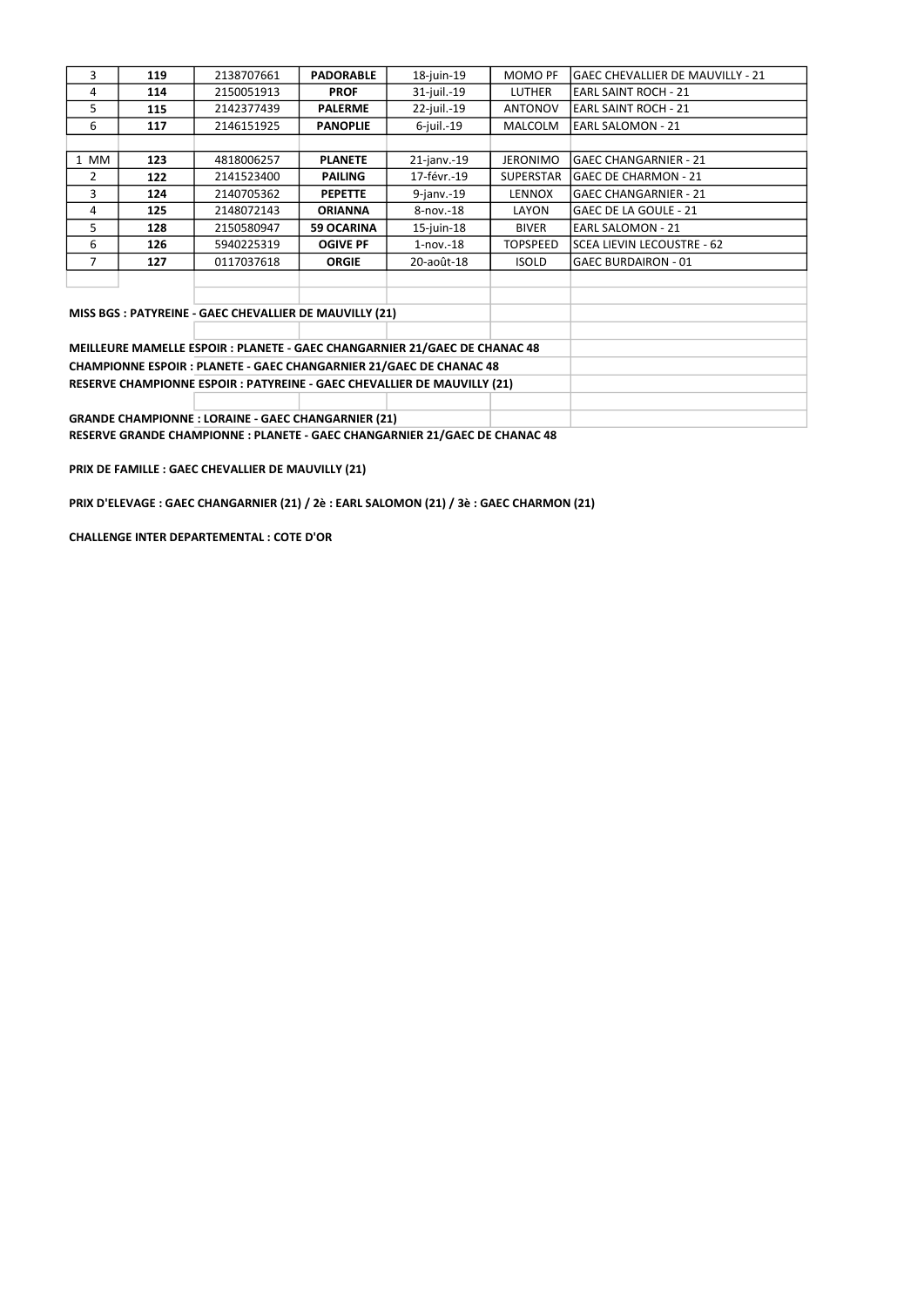| | | | | | | |
|---|---|---|---|---|---|---|
| 3 | **119** | 2138707661 | **PADORABLE** | 18-juin-19 | MOMO PF | GAEC CHEVALLIER DE MAUVILLY - 21 |
| 4 | **114** | 2150051913 | **PROF** | 31-juil.-19 | LUTHER | EARL SAINT ROCH - 21 |
| 5 | **115** | 2142377439 | **PALERME** | 22-juil.-19 | ANTONOV | EARL SAINT ROCH - 21 |
| 6 | **117** | 2146151925 | **PANOPLIE** | 6-juil.-19 | MALCOLM | EARL SALOMON - 21 |
| | | | | | | |
| 1 MM | **123** | 4818006257 | **PLANETE** | 21-janv.-19 | JERONIMO | GAEC CHANGARNIER - 21 |
| 2 | **122** | 2141523400 | **PAILING** | 17-févr.-19 | SUPERSTAR | GAEC DE CHARMON - 21 |
| 3 | **124** | 2140705362 | **PEPETTE** | 9-janv.-19 | LENNOX | GAEC CHANGARNIER - 21 |
| 4 | **125** | 2148072143 | **ORIANNA** | 8-nov.-18 | LAYON | GAEC DE LA GOULE - 21 |
| 5 | **128** | 2150580947 | **59 OCARINA** | 15-juin-18 | BIVER | EARL SALOMON - 21 |
| 6 | **126** | 5940225319 | **OGIVE PF** | 1-nov.-18 | TOPSPEED | SCEA LIEVIN LECOUSTRE - 62 |
| 7 | **127** | 0117037618 | **ORGIE** | 20-août-18 | ISOLD | GAEC BURDAIRON - 01 |

**MISS BGS : PATYREINE - GAEC CHEVALLIER DE MAUVILLY (21)**

**MEILLEURE MAMELLE ESPOIR : PLANETE - GAEC CHANGARNIER 21/GAEC DE CHANAC 48**

**CHAMPIONNE ESPOIR : PLANETE - GAEC CHANGARNIER 21/GAEC DE CHANAC 48**

**RESERVE CHAMPIONNE ESPOIR : PATYREINE - GAEC CHEVALLIER DE MAUVILLY (21)**

**GRANDE CHAMPIONNE : LORAINE - GAEC CHANGARNIER (21)**

**RESERVE GRANDE CHAMPIONNE : PLANETE - GAEC CHANGARNIER 21/GAEC DE CHANAC 48**

**PRIX DE FAMILLE : GAEC CHEVALLIER DE MAUVILLY (21)**

**PRIX D'ELEVAGE : GAEC CHANGARNIER (21) / 2è : EARL SALOMON (21) / 3è : GAEC CHARMON (21)**

**CHALLENGE INTER DEPARTEMENTAL : COTE D'OR**